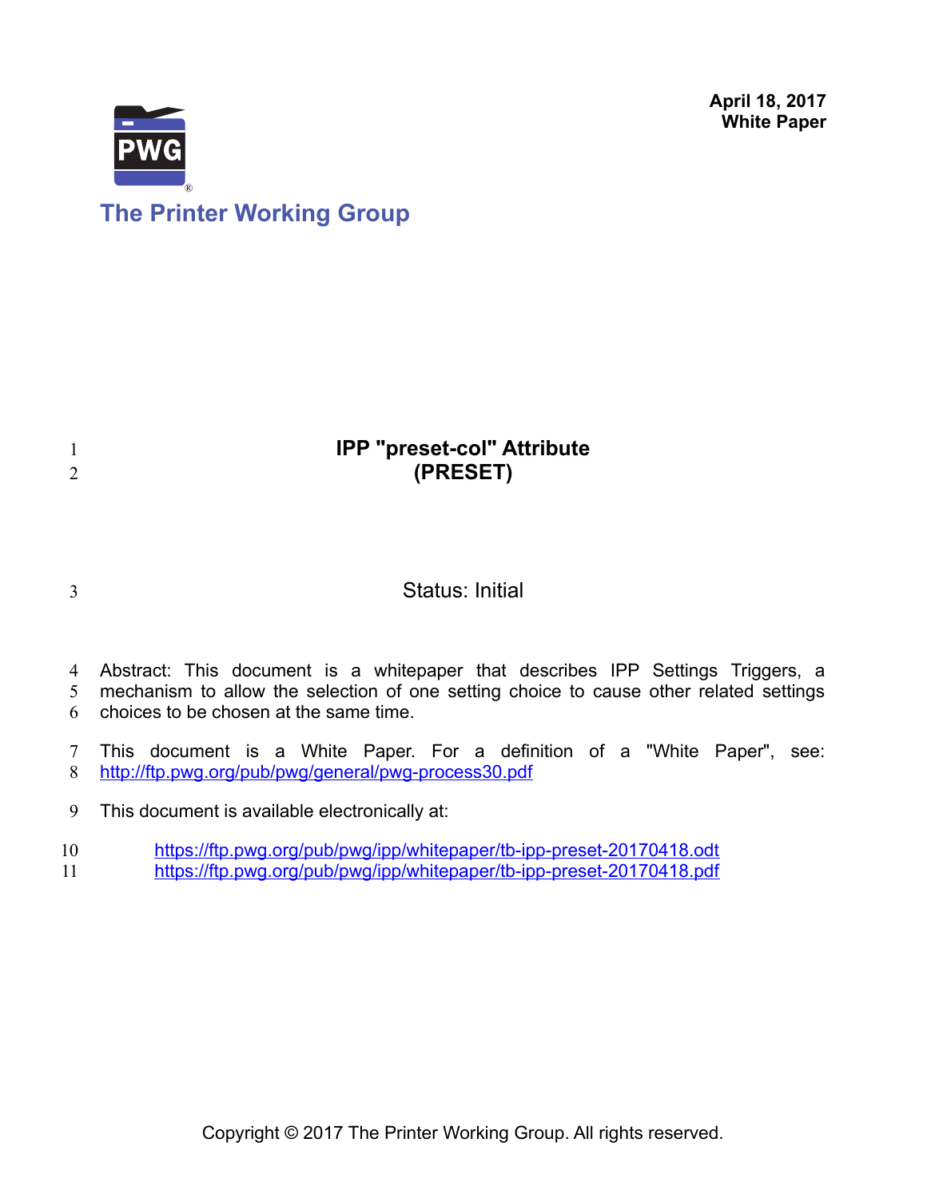April 18, 2017
**White Paper**

The Printer Working Group

# IPP "preset-col" Attribute (PRESET)

Status: Initial

Abstract: This document is a whitepaper that describes IPP Settings Triggers, a mechanism to allow the selection of one setting choice to cause other related settings choices to be chosen at the same time.

This document is a White Paper. For a definition of a "White Paper", see: http://ftp.pwg.org/pub/pwg/general/pwg-process30.pdf

This document is available electronically at:

https://ftp.pwg.org/pub/pwg/ipp/whitepaper/tb-ipp-preset-20170418.odt
https://ftp.pwg.org/pub/pwg/ipp/whitepaper/tb-ipp-preset-20170418.pdf

Copyright © 2017 The Printer Working Group. All rights reserved.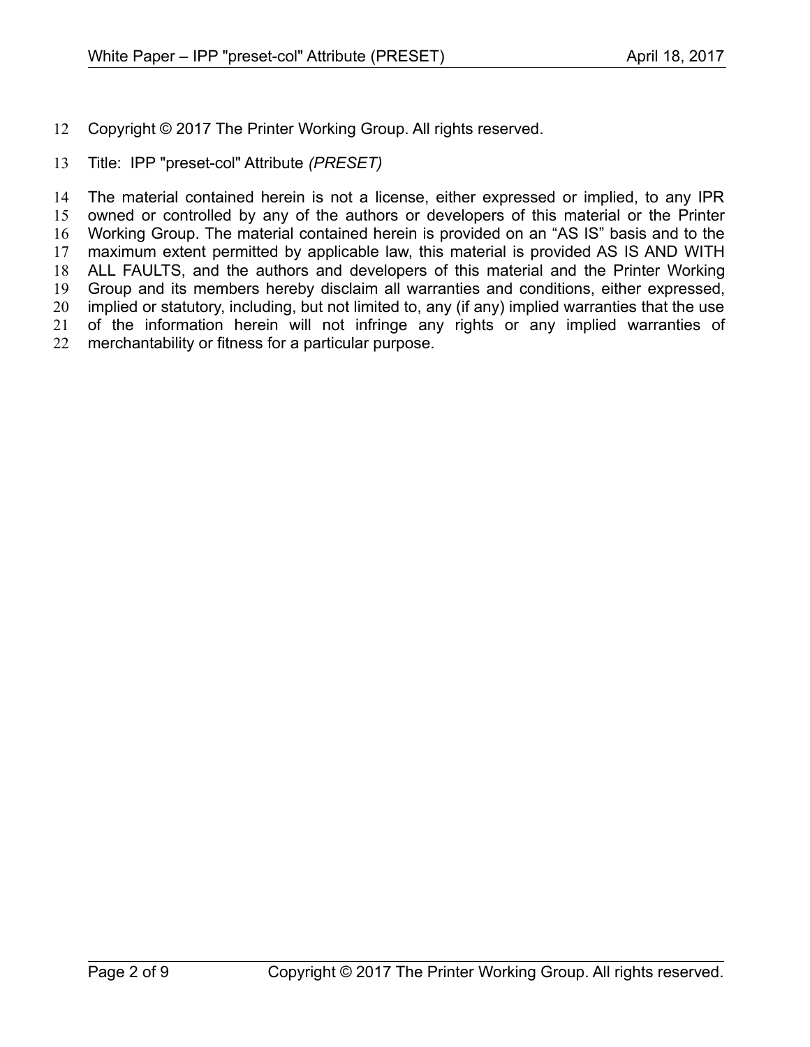Copyright © 2017 The Printer Working Group. All rights reserved.

Title: IPP "preset-col" Attribute *(PRESET)*

The material contained herein is not a license, either expressed or implied, to any IPR owned or controlled by any of the authors or developers of this material or the Printer Working Group. The material contained herein is provided on an “AS IS” basis and to the maximum extent permitted by applicable law, this material is provided AS IS AND WITH ALL FAULTS, and the authors and developers of this material and the Printer Working Group and its members hereby disclaim all warranties and conditions, either expressed, implied or statutory, including, but not limited to, any (if any) implied warranties that the use of the information herein will not infringe any rights or any implied warranties of merchantability or fitness for a particular purpose.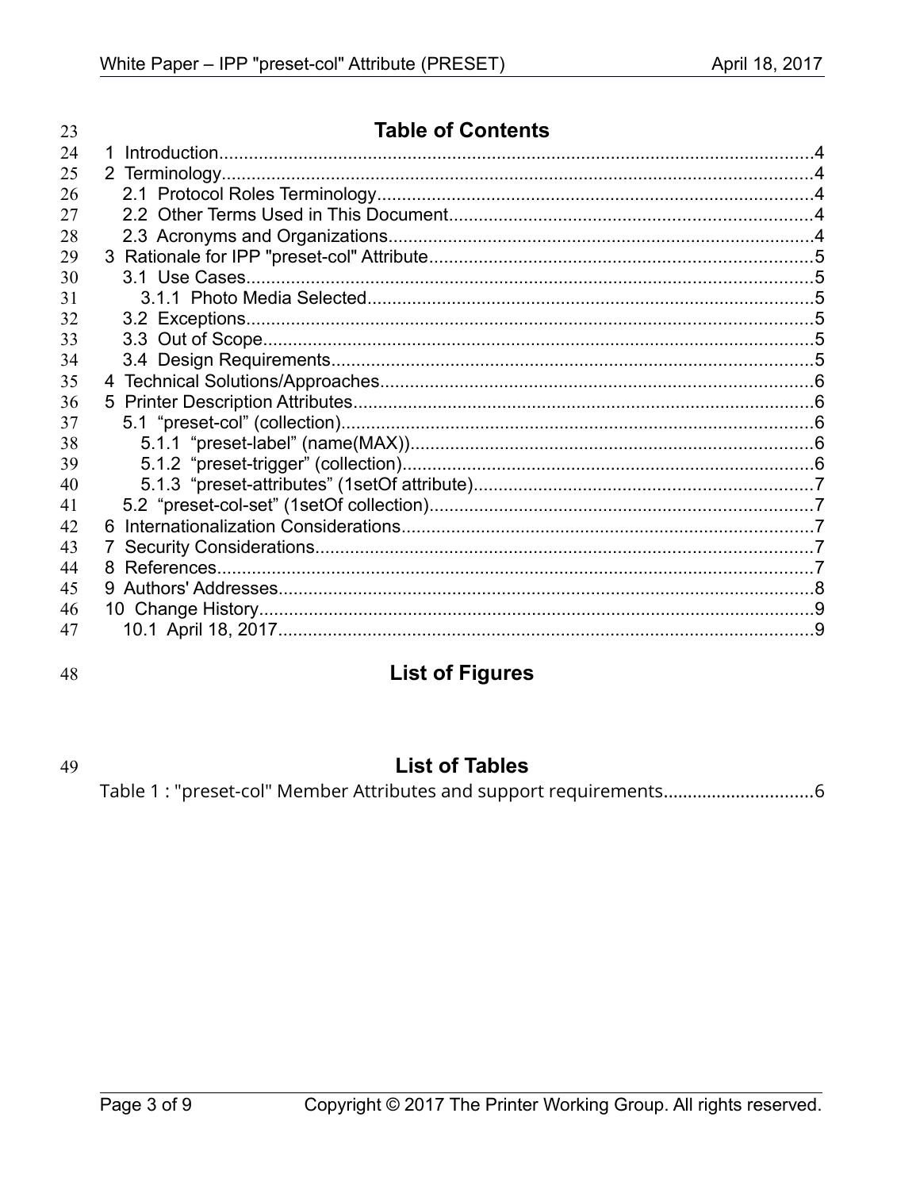## Table of Contents

1 Introduction........................................................................................................................4
2 Terminology.........................................................................................................................4
  2.1 Protocol Roles Terminology.........................................................................................4
  2.2 Other Terms Used in This Document..........................................................................4
  2.3 Acronyms and Organizations.......................................................................................4
3 Rationale for IPP "preset-col" Attribute..............................................................................5
  3.1 Use Cases....................................................................................................................5
    3.1.1 Photo Media Selected...........................................................................................5
  3.2 Exceptions....................................................................................................................5
  3.3 Out of Scope.................................................................................................................5
  3.4 Design Requirements....................................................................................................5
4 Technical Solutions/Approaches.........................................................................................6
5 Printer Description Attributes..............................................................................................6
  5.1 “preset-col” (collection).................................................................................................6
    5.1.1 “preset-label” (name(MAX))...................................................................................6
    5.1.2 “preset-trigger” (collection)....................................................................................6
    5.1.3 “preset-attributes” (1setOf attribute).....................................................................7
  5.2 “preset-col-set” (1setOf collection)..............................................................................7
6 Internationalization Considerations....................................................................................7
7 Security Considerations.....................................................................................................7
8 References.........................................................................................................................7
9 Authors' Addresses............................................................................................................8
10 Change History.................................................................................................................9
  10.1 April 18, 2017.............................................................................................................9

## List of Figures

## List of Tables

Table 1 : "preset-col" Member Attributes and support requirements...............................6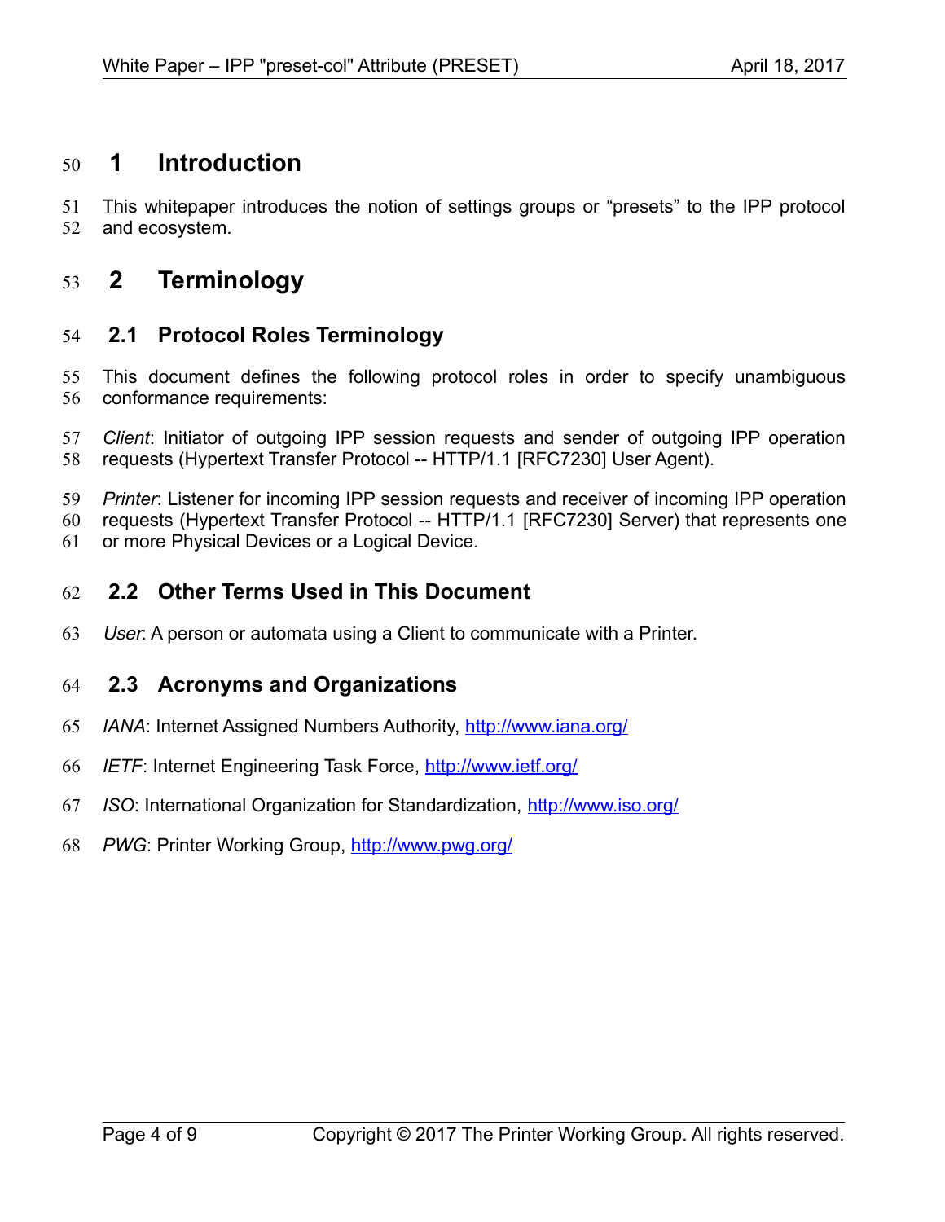# 1 Introduction

This whitepaper introduces the notion of settings groups or “presets” to the IPP protocol and ecosystem.

# 2 Terminology

## 2.1 Protocol Roles Terminology

This document defines the following protocol roles in order to specify unambiguous conformance requirements:

*Client*: Initiator of outgoing IPP session requests and sender of outgoing IPP operation requests (Hypertext Transfer Protocol -- HTTP/1.1 [RFC7230] User Agent).

*Printer*: Listener for incoming IPP session requests and receiver of incoming IPP operation requests (Hypertext Transfer Protocol -- HTTP/1.1 [RFC7230] Server) that represents one or more Physical Devices or a Logical Device.

## 2.2 Other Terms Used in This Document

*User*: A person or automata using a Client to communicate with a Printer.

## 2.3 Acronyms and Organizations

*IANA*: Internet Assigned Numbers Authority, http://www.iana.org/

*IETF*: Internet Engineering Task Force, http://www.ietf.org/

*ISO*: International Organization for Standardization, http://www.iso.org/

*PWG*: Printer Working Group, http://www.pwg.org/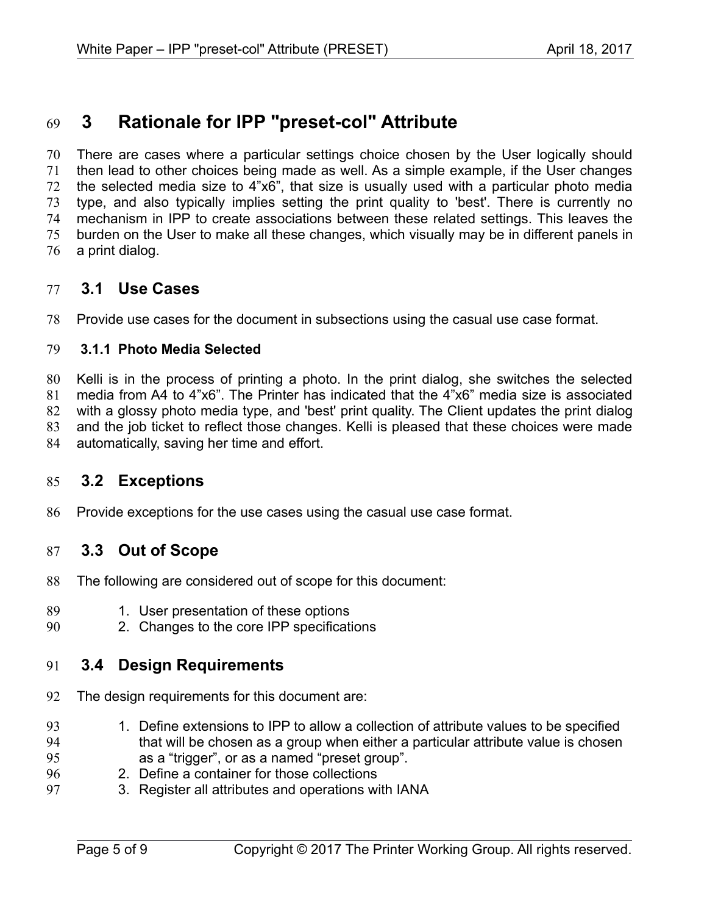# 3 Rationale for IPP "preset-col" Attribute

There are cases where a particular settings choice chosen by the User logically should then lead to other choices being made as well. As a simple example, if the User changes the selected media size to 4”x6”, that size is usually used with a particular photo media type, and also typically implies setting the print quality to 'best'. There is currently no mechanism in IPP to create associations between these related settings. This leaves the burden on the User to make all these changes, which visually may be in different panels in a print dialog.

## 3.1 Use Cases

Provide use cases for the document in subsections using the casual use case format.

### 3.1.1 Photo Media Selected

Kelli is in the process of printing a photo. In the print dialog, she switches the selected media from A4 to 4”x6”. The Printer has indicated that the 4”x6” media size is associated with a glossy photo media type, and 'best' print quality. The Client updates the print dialog and the job ticket to reflect those changes. Kelli is pleased that these choices were made automatically, saving her time and effort.

## 3.2 Exceptions

Provide exceptions for the use cases using the casual use case format.

## 3.3 Out of Scope

The following are considered out of scope for this document:

1. User presentation of these options
2. Changes to the core IPP specifications

## 3.4 Design Requirements

The design requirements for this document are:

1. Define extensions to IPP to allow a collection of attribute values to be specified that will be chosen as a group when either a particular attribute value is chosen as a “trigger”, or as a named “preset group”.
2. Define a container for those collections
3. Register all attributes and operations with IANA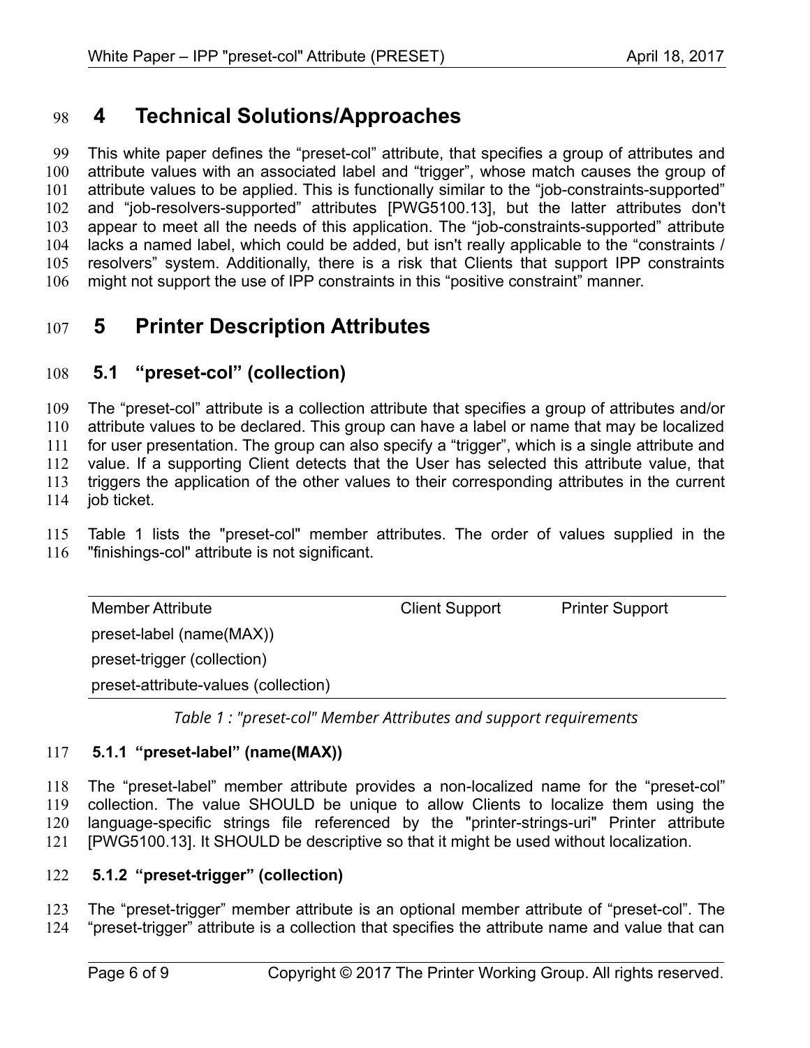# 4 Technical Solutions/Approaches

This white paper defines the “preset-col” attribute, that specifies a group of attributes and attribute values with an associated label and “trigger”, whose match causes the group of attribute values to be applied. This is functionally similar to the “job-constraints-supported” and “job-resolvers-supported” attributes [PWG5100.13], but the latter attributes don't appear to meet all the needs of this application. The “job-constraints-supported” attribute lacks a named label, which could be added, but isn't really applicable to the “constraints / resolvers” system. Additionally, there is a risk that Clients that support IPP constraints might not support the use of IPP constraints in this “positive constraint” manner.

# 5 Printer Description Attributes

## 5.1 “preset-col” (collection)

The “preset-col” attribute is a collection attribute that specifies a group of attributes and/or attribute values to be declared. This group can have a label or name that may be localized for user presentation. The group can also specify a “trigger”, which is a single attribute and value. If a supporting Client detects that the User has selected this attribute value, that triggers the application of the other values to their corresponding attributes in the current job ticket.

Table 1 lists the "preset-col" member attributes. The order of values supplied in the "finishings-col" attribute is not significant.

| Member Attribute | Client Support | Printer Support |
|---|---|---|
| preset-label (name(MAX)) | | |
| preset-trigger (collection) | | |
| preset-attribute-values (collection) | | |

*Table 1 : "preset-col" Member Attributes and support requirements*

### 5.1.1 “preset-label” (name(MAX))

The “preset-label” member attribute provides a non-localized name for the “preset-col” collection. The value SHOULD be unique to allow Clients to localize them using the language-specific strings file referenced by the "printer-strings-uri" Printer attribute [PWG5100.13]. It SHOULD be descriptive so that it might be used without localization.

### 5.1.2 “preset-trigger” (collection)

The “preset-trigger” member attribute is an optional member attribute of “preset-col”. The “preset-trigger” attribute is a collection that specifies the attribute name and value that can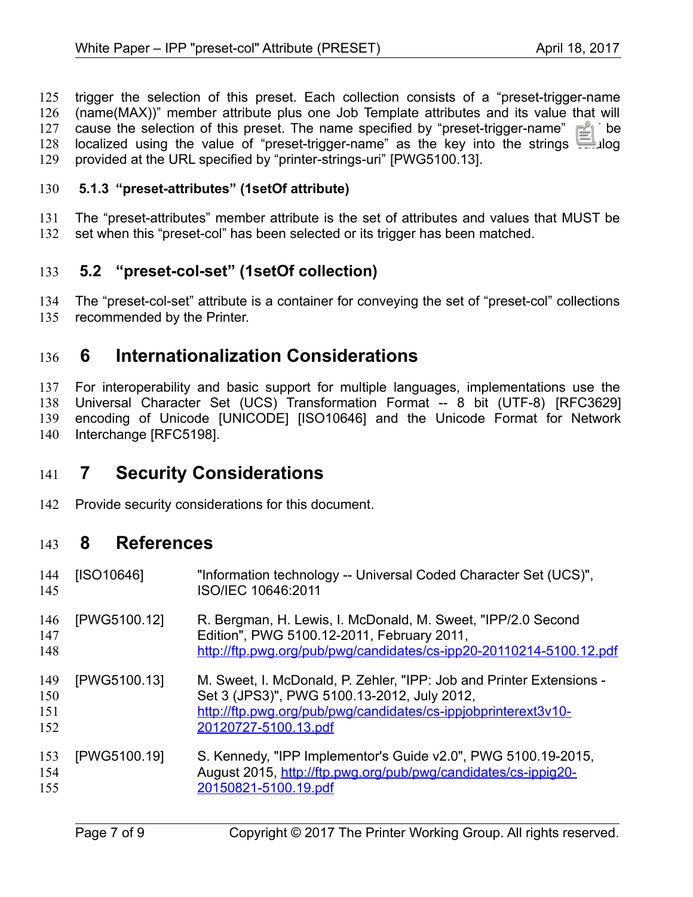trigger the selection of this preset. Each collection consists of a "preset-trigger-name (name(MAX))" member attribute plus one Job Template attributes and its value that will cause the selection of this preset. The name specified by "preset-trigger-name" ... be localized using the value of "preset-trigger-name" as the key into the strings ...alog provided at the URL specified by "printer-strings-uri" [PWG5100.13].

### 5.1.3 "preset-attributes" (1setOf attribute)

The "preset-attributes" member attribute is the set of attributes and values that MUST be set when this "preset-col" has been selected or its trigger has been matched.

## 5.2 "preset-col-set" (1setOf collection)

The "preset-col-set" attribute is a container for conveying the set of "preset-col" collections recommended by the Printer.

# 6 Internationalization Considerations

For interoperability and basic support for multiple languages, implementations use the Universal Character Set (UCS) Transformation Format -- 8 bit (UTF-8) [RFC3629] encoding of Unicode [UNICODE] [ISO10646] and the Unicode Format for Network Interchange [RFC5198].

# 7 Security Considerations

Provide security considerations for this document.

# 8 References

[ISO10646] "Information technology -- Universal Coded Character Set (UCS)", ISO/IEC 10646:2011

[PWG5100.12] R. Bergman, H. Lewis, I. McDonald, M. Sweet, "IPP/2.0 Second Edition", PWG 5100.12-2011, February 2011, http://ftp.pwg.org/pub/pwg/candidates/cs-ipp20-20110214-5100.12.pdf

[PWG5100.13] M. Sweet, I. McDonald, P. Zehler, "IPP: Job and Printer Extensions - Set 3 (JPS3)", PWG 5100.13-2012, July 2012, http://ftp.pwg.org/pub/pwg/candidates/cs-ippjobprinterext3v10-20120727-5100.13.pdf

[PWG5100.19] S. Kennedy, "IPP Implementor's Guide v2.0", PWG 5100.19-2015, August 2015, http://ftp.pwg.org/pub/pwg/candidates/cs-ippig20-20150821-5100.19.pdf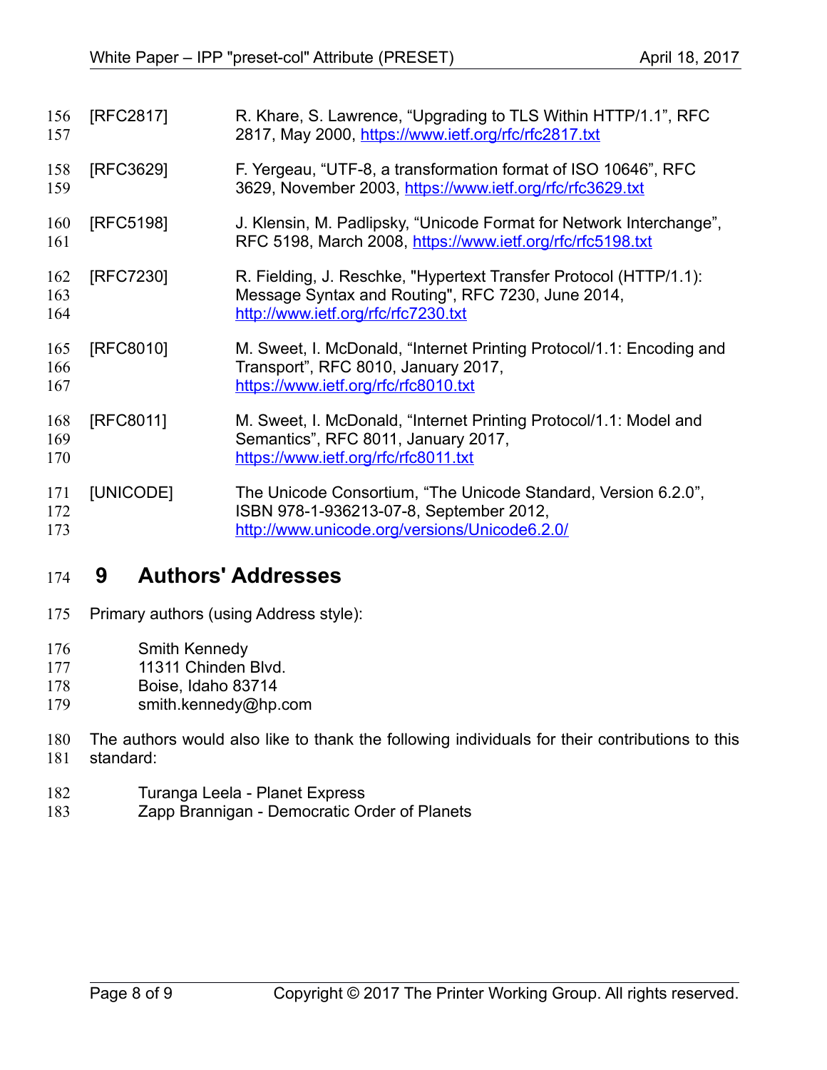[RFC2817] R. Khare, S. Lawrence, “Upgrading to TLS Within HTTP/1.1”, RFC 2817, May 2000, https://www.ietf.org/rfc/rfc2817.txt

[RFC3629] F. Yergeau, “UTF-8, a transformation format of ISO 10646”, RFC 3629, November 2003, https://www.ietf.org/rfc/rfc3629.txt

[RFC5198] J. Klensin, M. Padlipsky, “Unicode Format for Network Interchange”, RFC 5198, March 2008, https://www.ietf.org/rfc/rfc5198.txt

[RFC7230] R. Fielding, J. Reschke, "Hypertext Transfer Protocol (HTTP/1.1): Message Syntax and Routing", RFC 7230, June 2014, http://www.ietf.org/rfc/rfc7230.txt

[RFC8010] M. Sweet, I. McDonald, “Internet Printing Protocol/1.1: Encoding and Transport”, RFC 8010, January 2017, https://www.ietf.org/rfc/rfc8010.txt

[RFC8011] M. Sweet, I. McDonald, “Internet Printing Protocol/1.1: Model and Semantics”, RFC 8011, January 2017, https://www.ietf.org/rfc/rfc8011.txt

[UNICODE] The Unicode Consortium, “The Unicode Standard, Version 6.2.0”, ISBN 978-1-936213-07-8, September 2012, http://www.unicode.org/versions/Unicode6.2.0/

# 9 Authors' Addresses

Primary authors (using Address style):

Smith Kennedy
11311 Chinden Blvd.
Boise, Idaho 83714
smith.kennedy@hp.com

The authors would also like to thank the following individuals for their contributions to this standard:

Turanga Leela - Planet Express
Zapp Brannigan - Democratic Order of Planets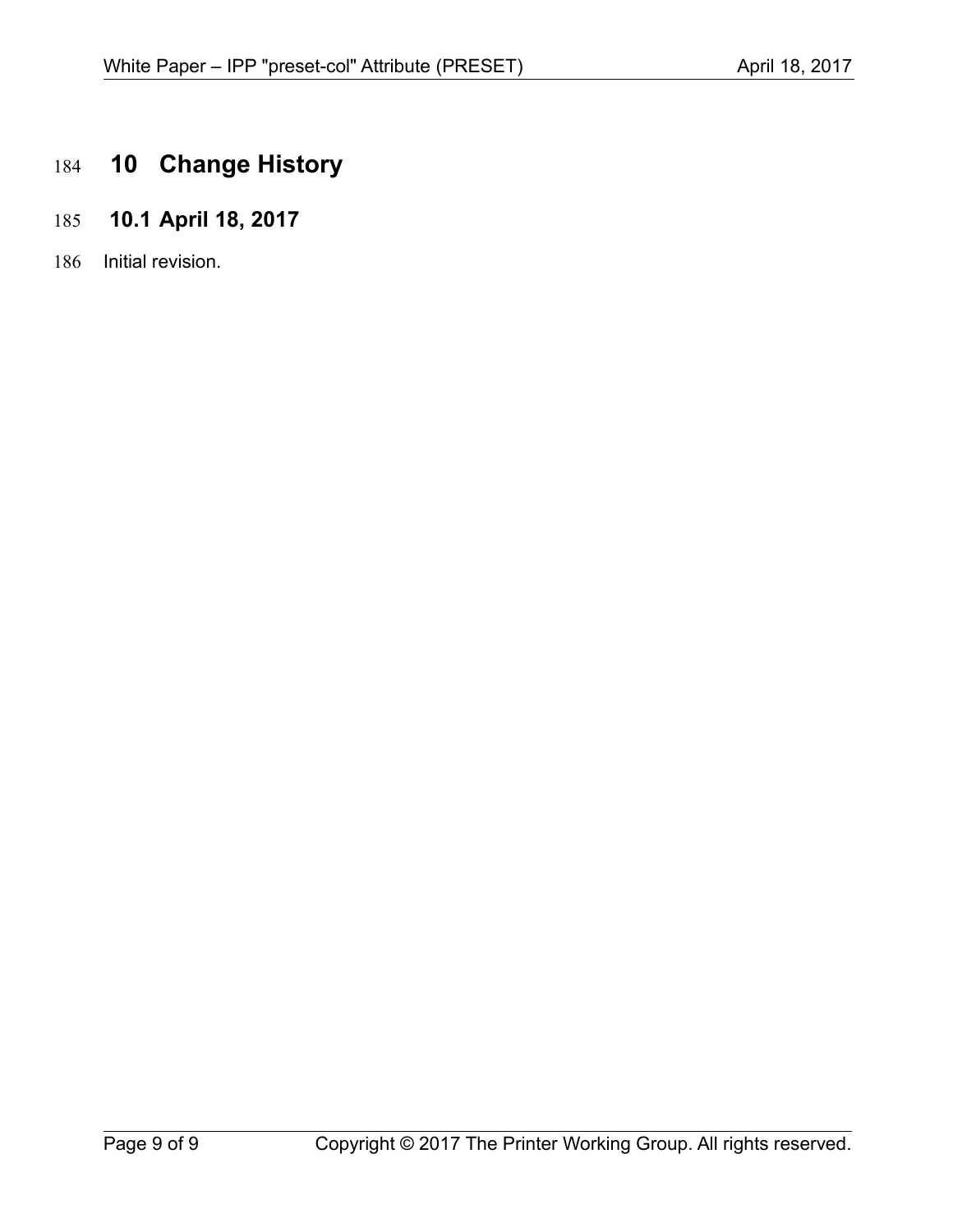# 10 Change History

## 10.1 April 18, 2017

Initial revision.